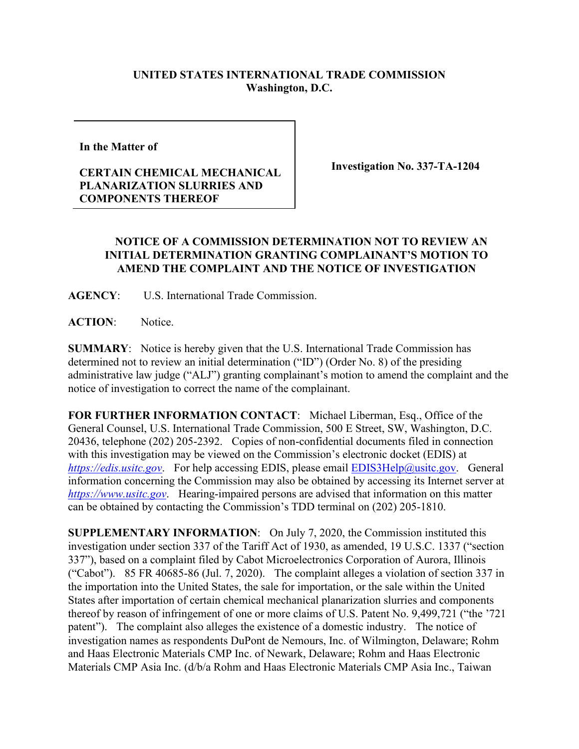**UNITED STATES INTERNATIONAL TRADE COMMISSION**
**Washington, D.C.**

| In the Matter of<br><br>**CERTAIN CHEMICAL MECHANICAL PLANARIZATION SLURRIES AND COMPONENTS THEREOF** | **Investigation No. 337-TA-1204** |
|---|---|

**NOTICE OF A COMMISSION DETERMINATION NOT TO REVIEW AN INITIAL DETERMINATION GRANTING COMPLAINANT'S MOTION TO AMEND THE COMPLAINT AND THE NOTICE OF INVESTIGATION**

**AGENCY**: U.S. International Trade Commission.

**ACTION**: Notice.

**SUMMARY**: Notice is hereby given that the U.S. International Trade Commission has determined not to review an initial determination ("ID") (Order No. 8) of the presiding administrative law judge ("ALJ") granting complainant's motion to amend the complaint and the notice of investigation to correct the name of the complainant.

**FOR FURTHER INFORMATION CONTACT**: Michael Liberman, Esq., Office of the General Counsel, U.S. International Trade Commission, 500 E Street, SW, Washington, D.C. 20436, telephone (202) 205-2392. Copies of non-confidential documents filed in connection with this investigation may be viewed on the Commission's electronic docket (EDIS) at *https://edis.usitc.gov*. For help accessing EDIS, please email EDIS3Help@usitc.gov. General information concerning the Commission may also be obtained by accessing its Internet server at *https://www.usitc.gov*. Hearing-impaired persons are advised that information on this matter can be obtained by contacting the Commission's TDD terminal on (202) 205-1810.

**SUPPLEMENTARY INFORMATION**: On July 7, 2020, the Commission instituted this investigation under section 337 of the Tariff Act of 1930, as amended, 19 U.S.C. 1337 ("section 337"), based on a complaint filed by Cabot Microelectronics Corporation of Aurora, Illinois ("Cabot"). 85 FR 40685-86 (Jul. 7, 2020). The complaint alleges a violation of section 337 in the importation into the United States, the sale for importation, or the sale within the United States after importation of certain chemical mechanical planarization slurries and components thereof by reason of infringement of one or more claims of U.S. Patent No. 9,499,721 ("the '721 patent"). The complaint also alleges the existence of a domestic industry. The notice of investigation names as respondents DuPont de Nemours, Inc. of Wilmington, Delaware; Rohm and Haas Electronic Materials CMP Inc. of Newark, Delaware; Rohm and Haas Electronic Materials CMP Asia Inc. (d/b/a Rohm and Haas Electronic Materials CMP Asia Inc., Taiwan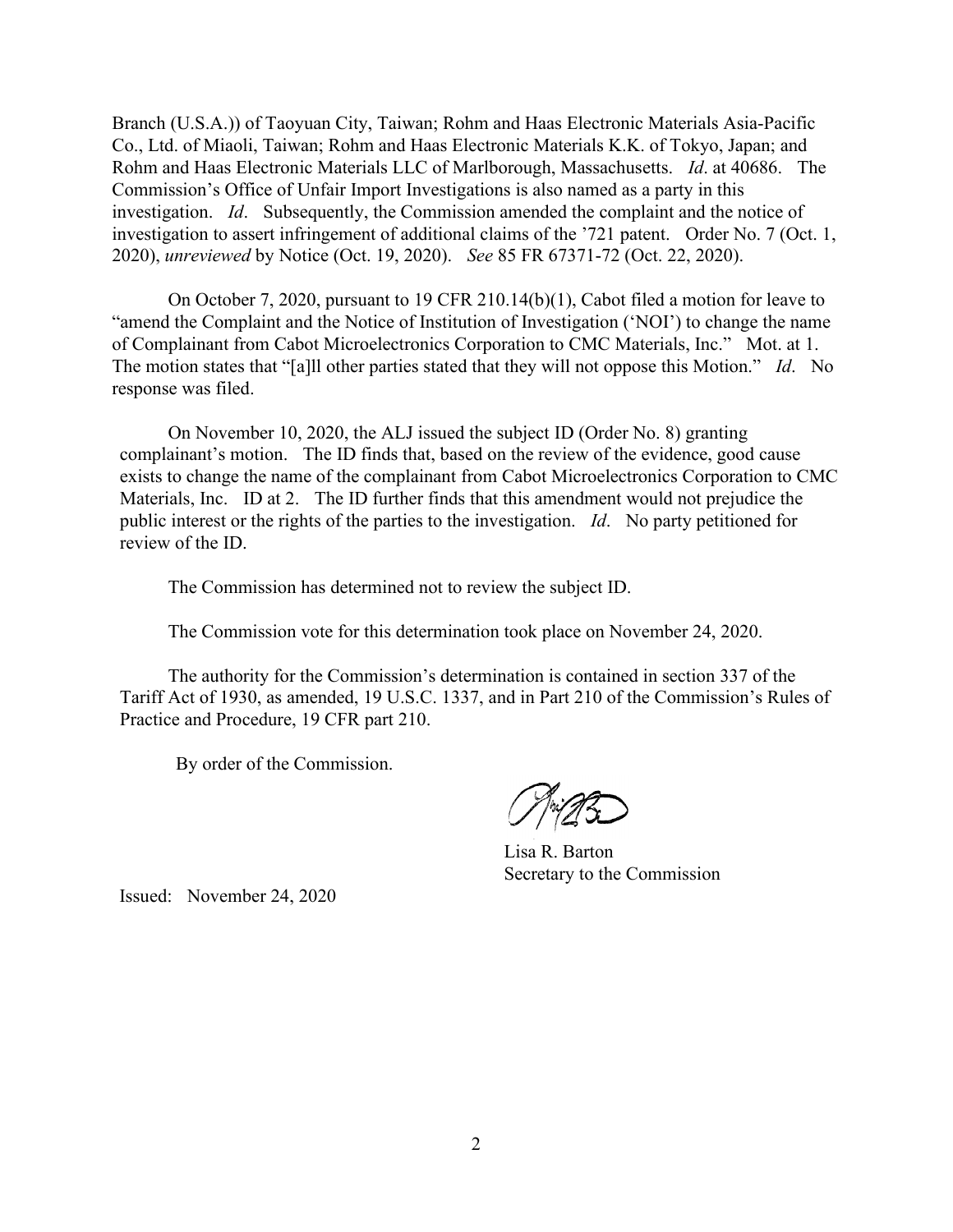Branch (U.S.A.)) of Taoyuan City, Taiwan; Rohm and Haas Electronic Materials Asia-Pacific Co., Ltd. of Miaoli, Taiwan; Rohm and Haas Electronic Materials K.K. of Tokyo, Japan; and Rohm and Haas Electronic Materials LLC of Marlborough, Massachusetts. *Id*. at 40686. The Commission's Office of Unfair Import Investigations is also named as a party in this investigation. *Id*. Subsequently, the Commission amended the complaint and the notice of investigation to assert infringement of additional claims of the '721 patent. Order No. 7 (Oct. 1, 2020), *unreviewed* by Notice (Oct. 19, 2020). *See* 85 FR 67371-72 (Oct. 22, 2020).

On October 7, 2020, pursuant to 19 CFR 210.14(b)(1), Cabot filed a motion for leave to "amend the Complaint and the Notice of Institution of Investigation ('NOI') to change the name of Complainant from Cabot Microelectronics Corporation to CMC Materials, Inc." Mot. at 1. The motion states that "[a]ll other parties stated that they will not oppose this Motion." *Id*. No response was filed.

On November 10, 2020, the ALJ issued the subject ID (Order No. 8) granting complainant's motion. The ID finds that, based on the review of the evidence, good cause exists to change the name of the complainant from Cabot Microelectronics Corporation to CMC Materials, Inc. ID at 2. The ID further finds that this amendment would not prejudice the public interest or the rights of the parties to the investigation. *Id*. No party petitioned for review of the ID.

The Commission has determined not to review the subject ID.

The Commission vote for this determination took place on November 24, 2020.

The authority for the Commission's determination is contained in section 337 of the Tariff Act of 1930, as amended, 19 U.S.C. 1337, and in Part 210 of the Commission's Rules of Practice and Procedure, 19 CFR part 210.

By order of the Commission.

Lisa R. Barton
Secretary to the Commission

Issued: November 24, 2020